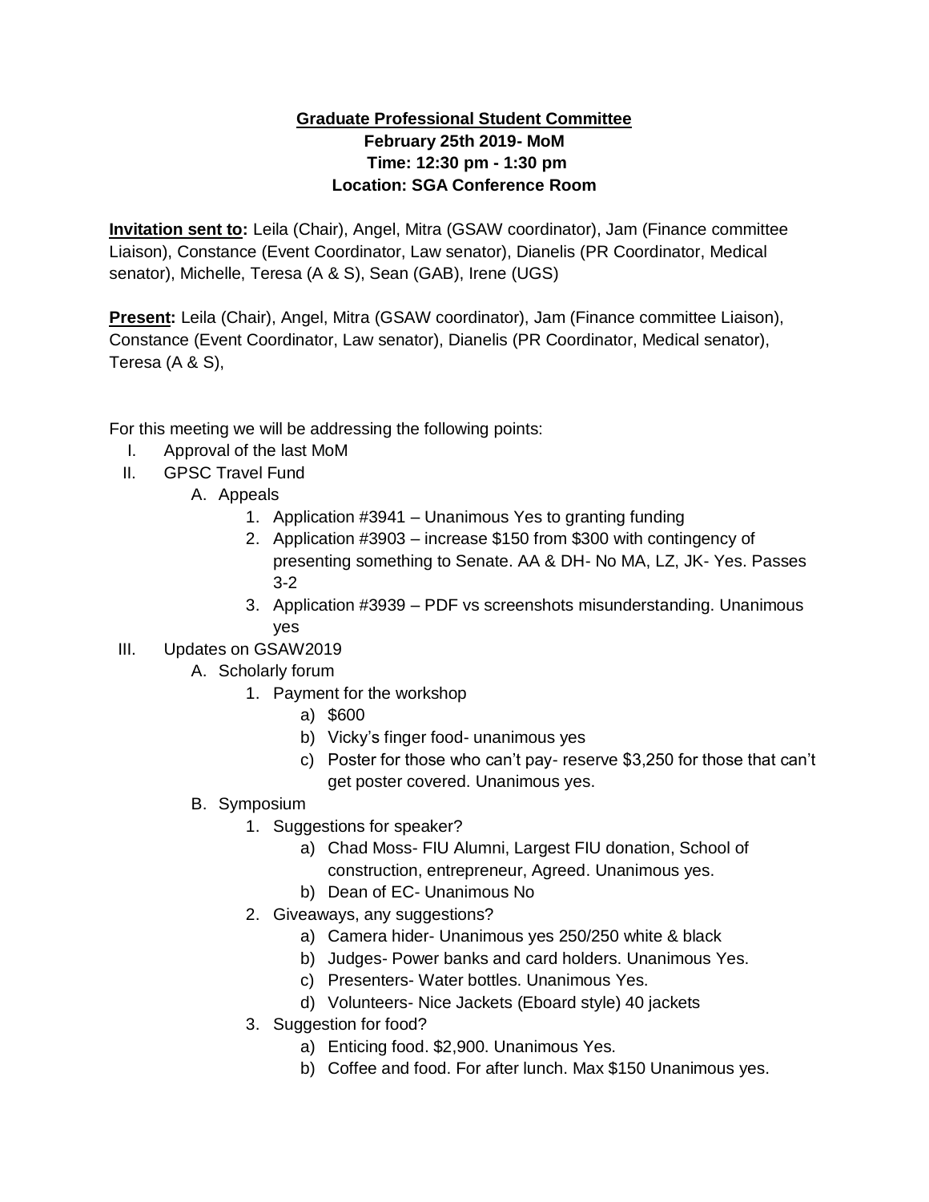**Graduate Professional Student Committee**
**February 25th 2019- MoM**
**Time: 12:30 pm - 1:30 pm**
**Location: SGA Conference Room**

**Invitation sent to:** Leila (Chair), Angel, Mitra (GSAW coordinator), Jam (Finance committee Liaison), Constance (Event Coordinator, Law senator), Dianelis (PR Coordinator, Medical senator), Michelle, Teresa (A & S), Sean (GAB), Irene (UGS)

**Present:** Leila (Chair), Angel, Mitra (GSAW coordinator), Jam (Finance committee Liaison), Constance (Event Coordinator, Law senator), Dianelis (PR Coordinator, Medical senator), Teresa (A & S),

For this meeting we will be addressing the following points:

I. Approval of the last MoM
II. GPSC Travel Fund
   A. Appeals
      1. Application #3941 – Unanimous Yes to granting funding
      2. Application #3903 – increase $150 from $300 with contingency of presenting something to Senate. AA & DH- No MA, LZ, JK- Yes. Passes 3-2
      3. Application #3939 – PDF vs screenshots misunderstanding. Unanimous yes
III. Updates on GSAW2019
   A. Scholarly forum
      1. Payment for the workshop
         a) $600
         b) Vicky's finger food- unanimous yes
         c) Poster for those who can't pay- reserve $3,250 for those that can't get poster covered. Unanimous yes.
   B. Symposium
      1. Suggestions for speaker?
         a) Chad Moss- FIU Alumni, Largest FIU donation, School of construction, entrepreneur, Agreed. Unanimous yes.
         b) Dean of EC- Unanimous No
      2. Giveaways, any suggestions?
         a) Camera hider- Unanimous yes 250/250 white & black
         b) Judges- Power banks and card holders. Unanimous Yes.
         c) Presenters- Water bottles. Unanimous Yes.
         d) Volunteers- Nice Jackets (Eboard style) 40 jackets
      3. Suggestion for food?
         a) Enticing food. $2,900. Unanimous Yes.
         b) Coffee and food. For after lunch. Max $150 Unanimous yes.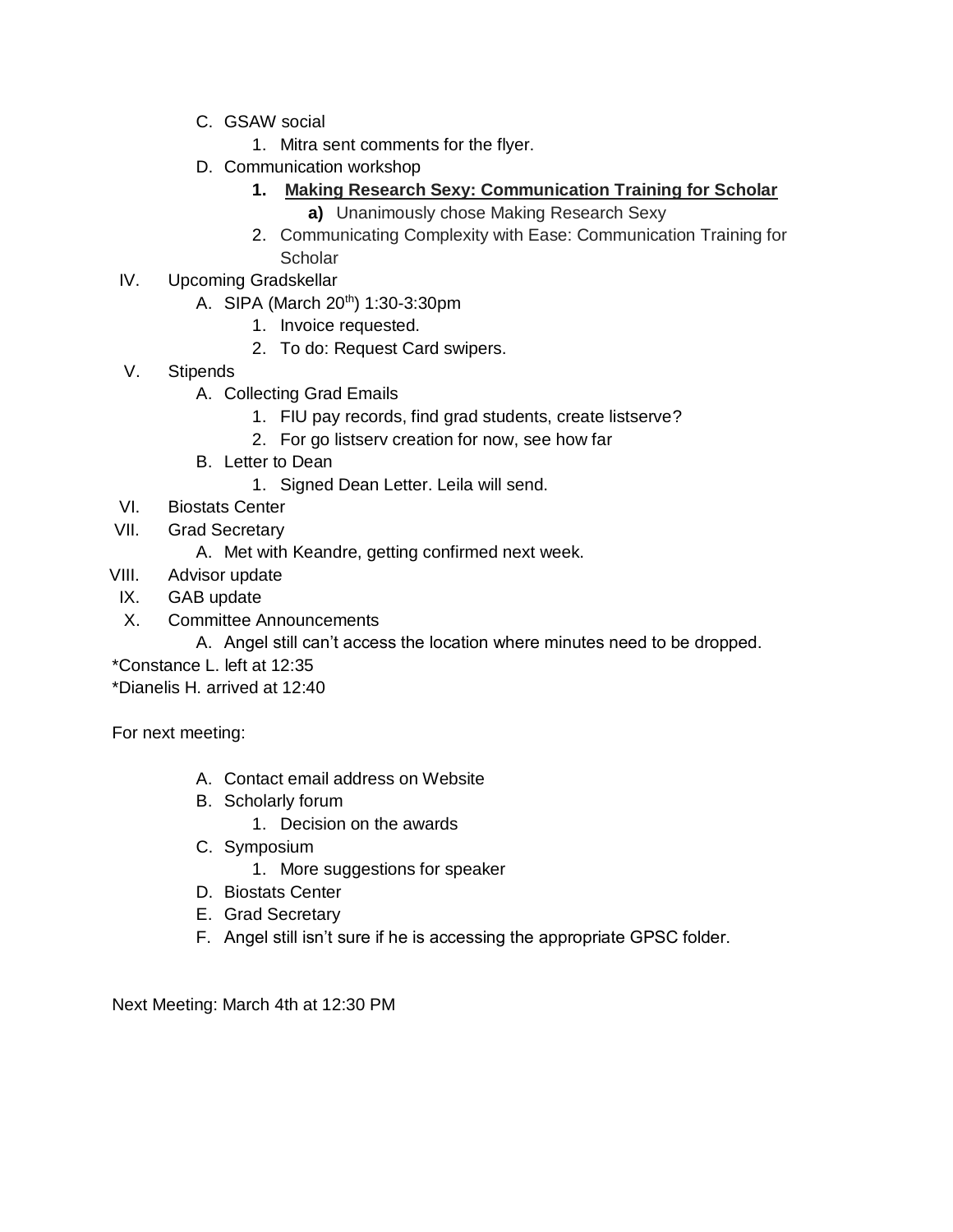C. GSAW social
    1. Mitra sent comments for the flyer.

D. Communication workshop
    1. **<u>Making Research Sexy: Communication Training for Scholar</u>**
        a) Unanimously chose Making Research Sexy
    2. Communicating Complexity with Ease: Communication Training for Scholar

IV. Upcoming Gradskellar

A. SIPA (March 20th) 1:30-3:30pm
    1. Invoice requested.
    2. To do: Request Card swipers.

V. Stipends

A. Collecting Grad Emails
    1. FIU pay records, find grad students, create listserve?
    2. For go listserv creation for now, see how far

B. Letter to Dean
    1. Signed Dean Letter. Leila will send.

VI. Biostats Center

VII. Grad Secretary

A. Met with Keandre, getting confirmed next week.

VIII. Advisor update

IX. GAB update

X. Committee Announcements

A. Angel still can't access the location where minutes need to be dropped.

*Constance L. left at 12:35

*Dianelis H. arrived at 12:40

For next meeting:

A. Contact email address on Website

B. Scholarly forum
    1. Decision on the awards

C. Symposium
    1. More suggestions for speaker

D. Biostats Center

E. Grad Secretary

F. Angel still isn't sure if he is accessing the appropriate GPSC folder.

Next Meeting: March 4th at 12:30 PM